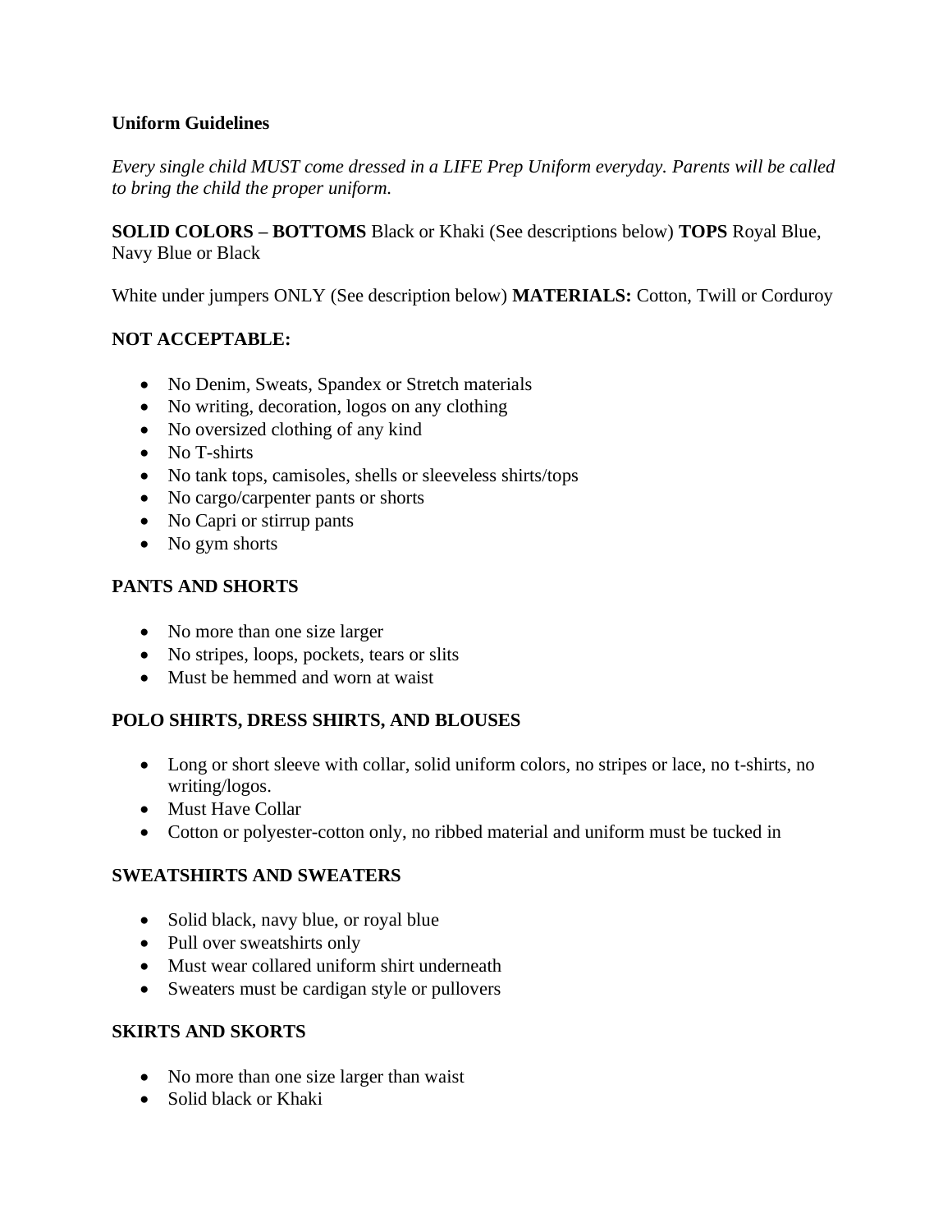**Uniform Guidelines**

*Every single child MUST come dressed in a LIFE Prep Uniform everyday. Parents will be called to bring the child the proper uniform.*

**SOLID COLORS – BOTTOMS** Black or Khaki (See descriptions below) **TOPS** Royal Blue, Navy Blue or Black

White under jumpers ONLY (See description below) **MATERIALS:** Cotton, Twill or Corduroy

**NOT ACCEPTABLE:**

- No Denim, Sweats, Spandex or Stretch materials
- No writing, decoration, logos on any clothing
- No oversized clothing of any kind
- No T-shirts
- No tank tops, camisoles, shells or sleeveless shirts/tops
- No cargo/carpenter pants or shorts
- No Capri or stirrup pants
- No gym shorts

**PANTS AND SHORTS**

- No more than one size larger
- No stripes, loops, pockets, tears or slits
- Must be hemmed and worn at waist

**POLO SHIRTS, DRESS SHIRTS, AND BLOUSES**

- Long or short sleeve with collar, solid uniform colors, no stripes or lace, no t-shirts, no writing/logos.
- Must Have Collar
- Cotton or polyester-cotton only, no ribbed material and uniform must be tucked in

**SWEATSHIRTS AND SWEATERS**

- Solid black, navy blue, or royal blue
- Pull over sweatshirts only
- Must wear collared uniform shirt underneath
- Sweaters must be cardigan style or pullovers

**SKIRTS AND SKORTS**

- No more than one size larger than waist
- Solid black or Khaki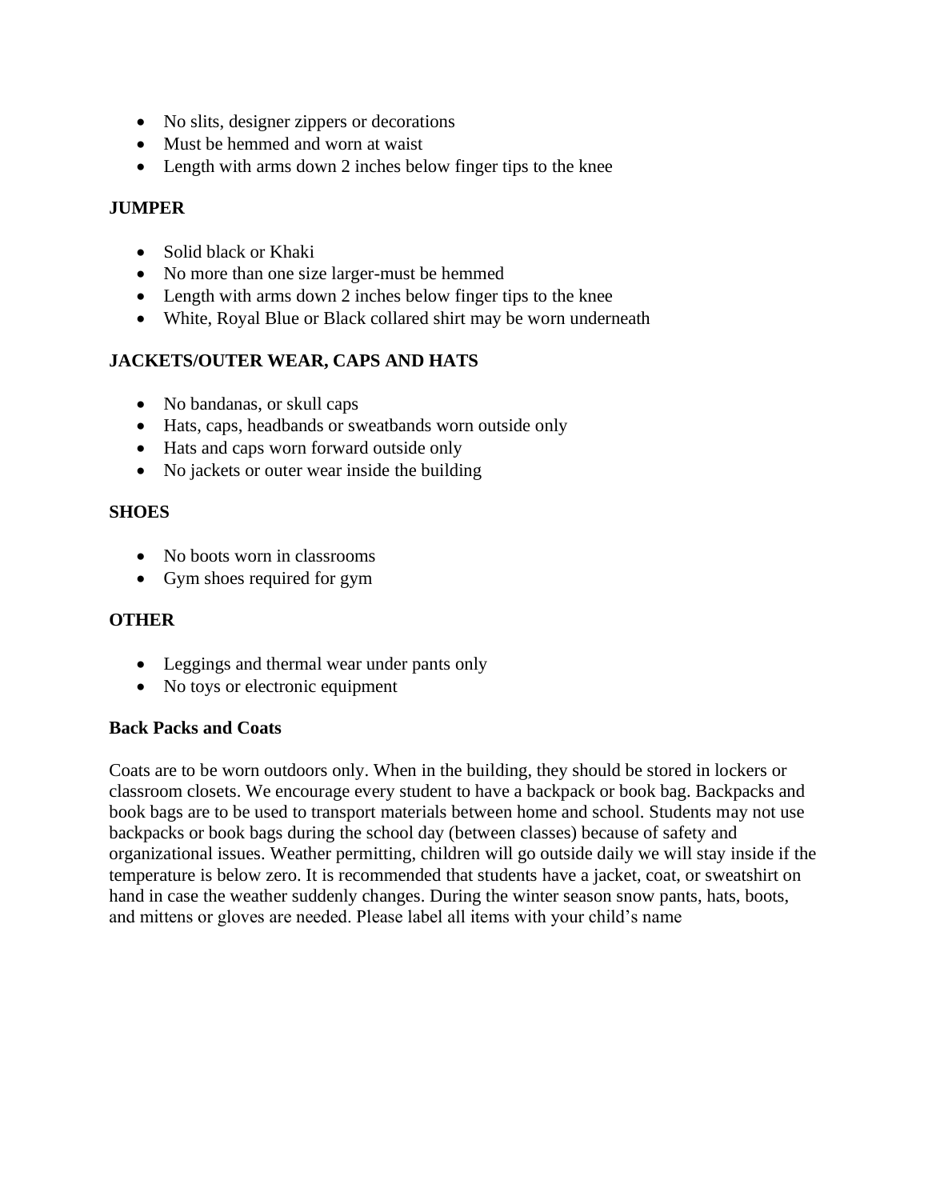- No slits, designer zippers or decorations
- Must be hemmed and worn at waist
- Length with arms down 2 inches below finger tips to the knee

**JUMPER**

- Solid black or Khaki
- No more than one size larger-must be hemmed
- Length with arms down 2 inches below finger tips to the knee
- White, Royal Blue or Black collared shirt may be worn underneath

**JACKETS/OUTER WEAR, CAPS AND HATS**

- No bandanas, or skull caps
- Hats, caps, headbands or sweatbands worn outside only
- Hats and caps worn forward outside only
- No jackets or outer wear inside the building

**SHOES**

- No boots worn in classrooms
- Gym shoes required for gym

**OTHER**

- Leggings and thermal wear under pants only
- No toys or electronic equipment

**Back Packs and Coats**

Coats are to be worn outdoors only. When in the building, they should be stored in lockers or classroom closets. We encourage every student to have a backpack or book bag. Backpacks and book bags are to be used to transport materials between home and school. Students may not use backpacks or book bags during the school day (between classes) because of safety and organizational issues. Weather permitting, children will go outside daily we will stay inside if the temperature is below zero. It is recommended that students have a jacket, coat, or sweatshirt on hand in case the weather suddenly changes. During the winter season snow pants, hats, boots, and mittens or gloves are needed. Please label all items with your child's name